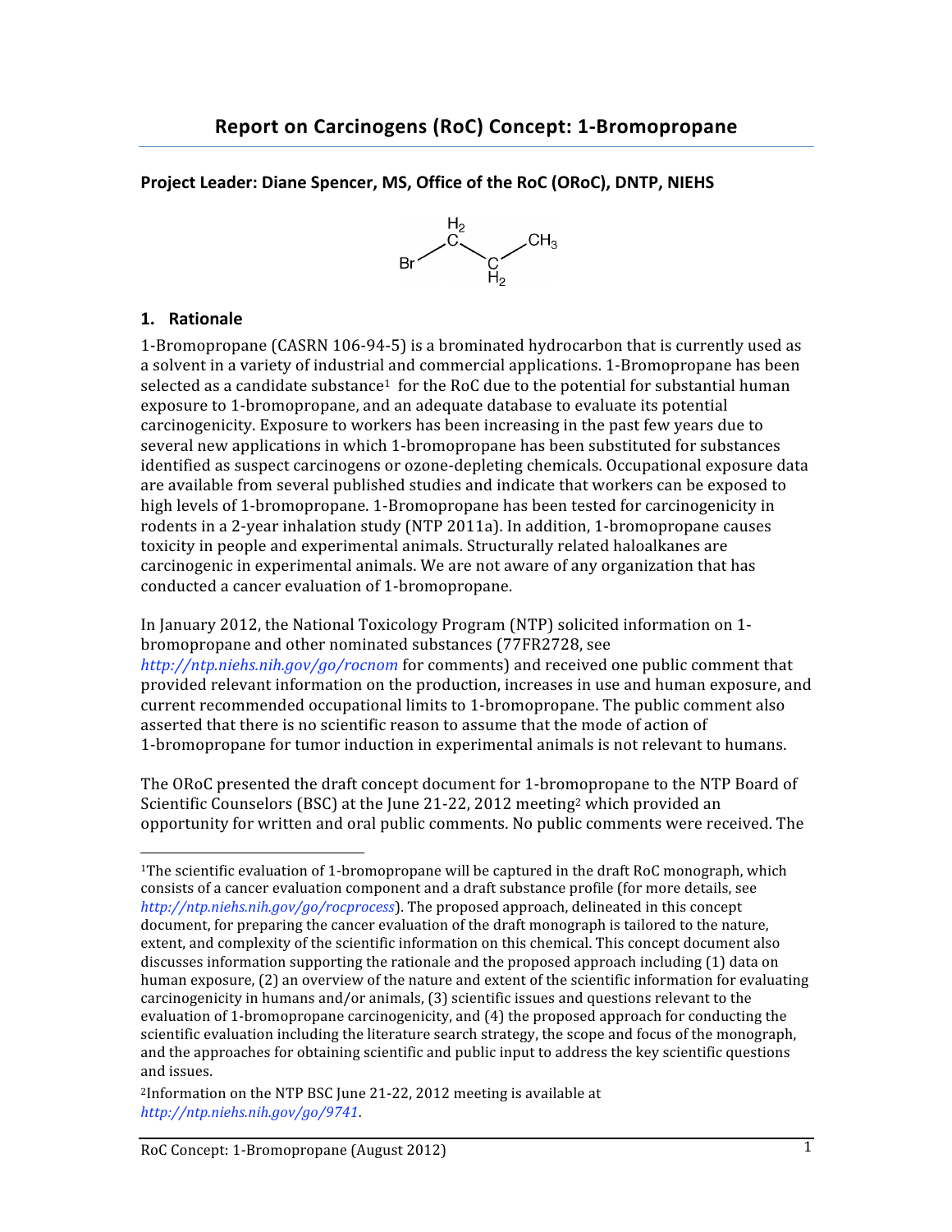# Report on Carcinogens (RoC) Concept: 1-Bromopropane

**Project Leader: Diane Spencer, MS, Office of the RoC (ORoC), DNTP, NIEHS**

## 1. Rationale

1-Bromopropane (CASRN 106-94-5) is a brominated hydrocarbon that is currently used as a solvent in a variety of industrial and commercial applications. 1-Bromopropane has been selected as a candidate substance[1] for the RoC due to the potential for substantial human exposure to 1-bromopropane, and an adequate database to evaluate its potential carcinogenicity. Exposure to workers has been increasing in the past few years due to several new applications in which 1-bromopropane has been substituted for substances identified as suspect carcinogens or ozone-depleting chemicals. Occupational exposure data are available from several published studies and indicate that workers can be exposed to high levels of 1-bromopropane. 1-Bromopropane has been tested for carcinogenicity in rodents in a 2-year inhalation study (NTP 2011a). In addition, 1-bromopropane causes toxicity in people and experimental animals. Structurally related haloalkanes are carcinogenic in experimental animals. We are not aware of any organization that has conducted a cancer evaluation of 1-bromopropane.

In January 2012, the National Toxicology Program (NTP) solicited information on 1-bromopropane and other nominated substances (77FR2728, see *http://ntp.niehs.nih.gov/go/rocnom* for comments) and received one public comment that provided relevant information on the production, increases in use and human exposure, and current recommended occupational limits to 1-bromopropane. The public comment also asserted that there is no scientific reason to assume that the mode of action of 1-bromopropane for tumor induction in experimental animals is not relevant to humans.

The ORoC presented the draft concept document for 1-bromopropane to the NTP Board of Scientific Counselors (BSC) at the June 21-22, 2012 meeting[2] which provided an opportunity for written and oral public comments. No public comments were received. The

[1]The scientific evaluation of 1-bromopropane will be captured in the draft RoC monograph, which consists of a cancer evaluation component and a draft substance profile (for more details, see *http://ntp.niehs.nih.gov/go/rocprocess*). The proposed approach, delineated in this concept document, for preparing the cancer evaluation of the draft monograph is tailored to the nature, extent, and complexity of the scientific information on this chemical. This concept document also discusses information supporting the rationale and the proposed approach including (1) data on human exposure, (2) an overview of the nature and extent of the scientific information for evaluating carcinogenicity in humans and/or animals, (3) scientific issues and questions relevant to the evaluation of 1-bromopropane carcinogenicity, and (4) the proposed approach for conducting the scientific evaluation including the literature search strategy, the scope and focus of the monograph, and the approaches for obtaining scientific and public input to address the key scientific questions and issues.

[2]Information on the NTP BSC June 21-22, 2012 meeting is available at *http://ntp.niehs.nih.gov/go/9741*.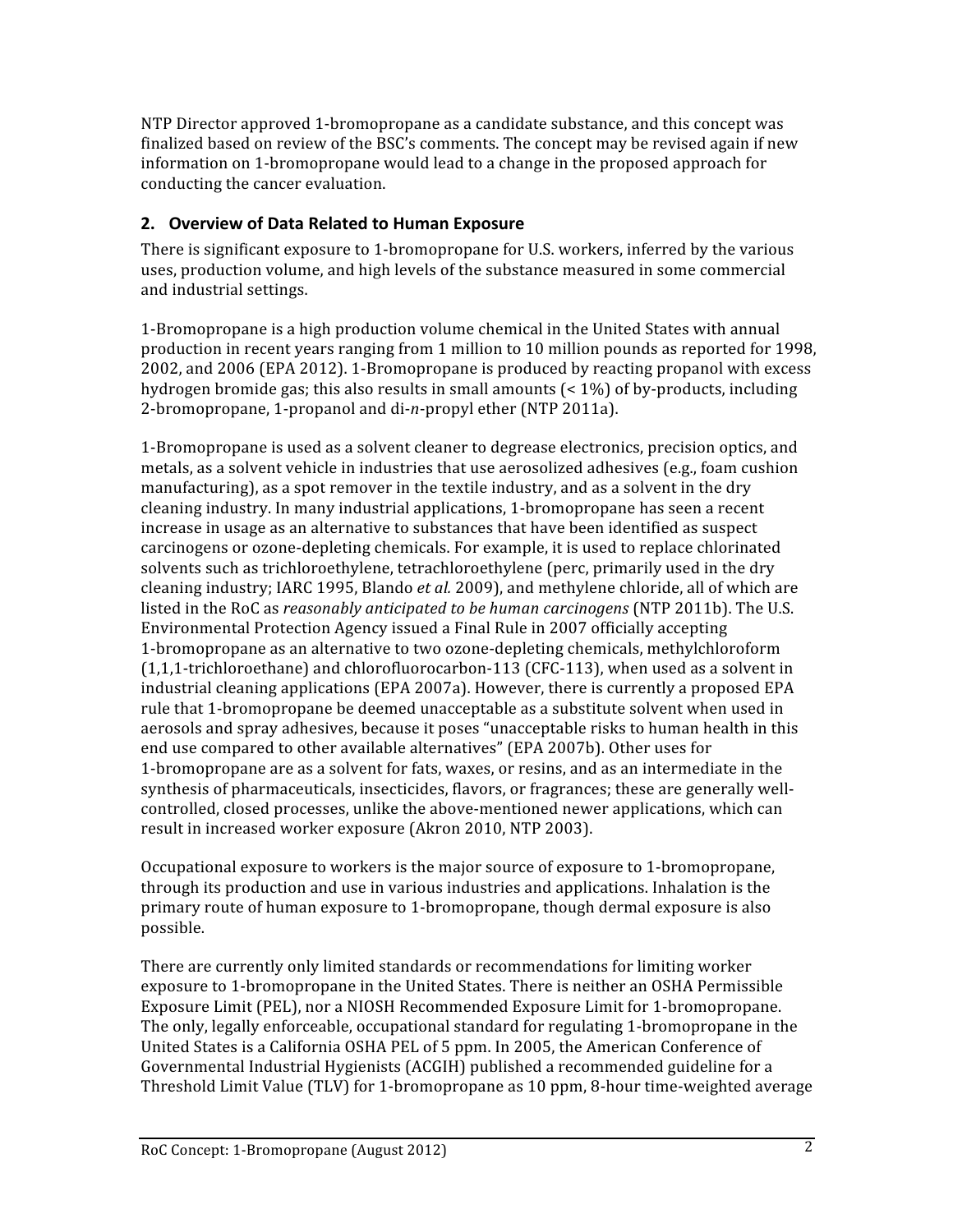NTP Director approved 1-bromopropane as a candidate substance, and this concept was finalized based on review of the BSC's comments. The concept may be revised again if new information on 1-bromopropane would lead to a change in the proposed approach for conducting the cancer evaluation.

## 2. Overview of Data Related to Human Exposure

There is significant exposure to 1-bromopropane for U.S. workers, inferred by the various uses, production volume, and high levels of the substance measured in some commercial and industrial settings.

1-Bromopropane is a high production volume chemical in the United States with annual production in recent years ranging from 1 million to 10 million pounds as reported for 1998, 2002, and 2006 (EPA 2012). 1-Bromopropane is produced by reacting propanol with excess hydrogen bromide gas; this also results in small amounts (< 1%) of by-products, including 2-bromopropane, 1-propanol and di-*n*-propyl ether (NTP 2011a).

1-Bromopropane is used as a solvent cleaner to degrease electronics, precision optics, and metals, as a solvent vehicle in industries that use aerosolized adhesives (e.g., foam cushion manufacturing), as a spot remover in the textile industry, and as a solvent in the dry cleaning industry. In many industrial applications, 1-bromopropane has seen a recent increase in usage as an alternative to substances that have been identified as suspect carcinogens or ozone-depleting chemicals. For example, it is used to replace chlorinated solvents such as trichloroethylene, tetrachloroethylene (perc, primarily used in the dry cleaning industry; IARC 1995, Blando *et al.* 2009), and methylene chloride, all of which are listed in the RoC as *reasonably anticipated to be human carcinogens* (NTP 2011b). The U.S. Environmental Protection Agency issued a Final Rule in 2007 officially accepting 1-bromopropane as an alternative to two ozone-depleting chemicals, methylchloroform (1,1,1-trichloroethane) and chlorofluorocarbon-113 (CFC-113), when used as a solvent in industrial cleaning applications (EPA 2007a). However, there is currently a proposed EPA rule that 1-bromopropane be deemed unacceptable as a substitute solvent when used in aerosols and spray adhesives, because it poses "unacceptable risks to human health in this end use compared to other available alternatives" (EPA 2007b). Other uses for 1-bromopropane are as a solvent for fats, waxes, or resins, and as an intermediate in the synthesis of pharmaceuticals, insecticides, flavors, or fragrances; these are generally well-controlled, closed processes, unlike the above-mentioned newer applications, which can result in increased worker exposure (Akron 2010, NTP 2003).

Occupational exposure to workers is the major source of exposure to 1-bromopropane, through its production and use in various industries and applications. Inhalation is the primary route of human exposure to 1-bromopropane, though dermal exposure is also possible.

There are currently only limited standards or recommendations for limiting worker exposure to 1-bromopropane in the United States. There is neither an OSHA Permissible Exposure Limit (PEL), nor a NIOSH Recommended Exposure Limit for 1-bromopropane. The only, legally enforceable, occupational standard for regulating 1-bromopropane in the United States is a California OSHA PEL of 5 ppm. In 2005, the American Conference of Governmental Industrial Hygienists (ACGIH) published a recommended guideline for a Threshold Limit Value (TLV) for 1-bromopropane as 10 ppm, 8-hour time-weighted average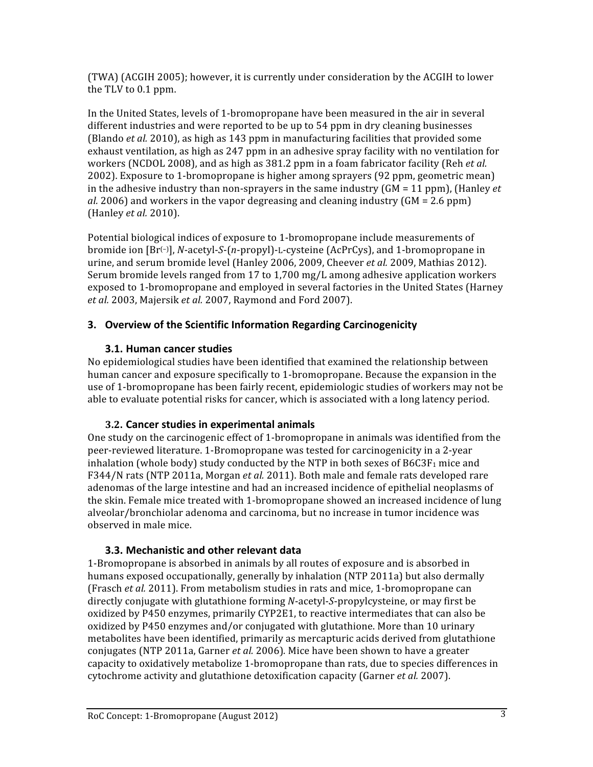(TWA) (ACGIH 2005); however, it is currently under consideration by the ACGIH to lower the TLV to 0.1 ppm.

In the United States, levels of 1-bromopropane have been measured in the air in several different industries and were reported to be up to 54 ppm in dry cleaning businesses (Blando *et al.* 2010), as high as 143 ppm in manufacturing facilities that provided some exhaust ventilation, as high as 247 ppm in an adhesive spray facility with no ventilation for workers (NCDOL 2008), and as high as 381.2 ppm in a foam fabricator facility (Reh *et al.* 2002). Exposure to 1-bromopropane is higher among sprayers (92 ppm, geometric mean) in the adhesive industry than non-sprayers in the same industry (GM = 11 ppm), (Hanley *et al.* 2006) and workers in the vapor degreasing and cleaning industry (GM = 2.6 ppm) (Hanley *et al.* 2010).

Potential biological indices of exposure to 1-bromopropane include measurements of bromide ion [$Br^{(-)}$], *N*-acetyl-*S*-(*n*-propyl)-L-cysteine (AcPrCys), and 1-bromopropane in urine, and serum bromide level (Hanley 2006, 2009, Cheever *et al.* 2009, Mathias 2012). Serum bromide levels ranged from 17 to 1,700 mg/L among adhesive application workers exposed to 1-bromopropane and employed in several factories in the United States (Harney *et al.* 2003, Majersik *et al.* 2007, Raymond and Ford 2007).

## 3. Overview of the Scientific Information Regarding Carcinogenicity

### 3.1. Human cancer studies

No epidemiological studies have been identified that examined the relationship between human cancer and exposure specifically to 1-bromopropane. Because the expansion in the use of 1-bromopropane has been fairly recent, epidemiologic studies of workers may not be able to evaluate potential risks for cancer, which is associated with a long latency period.

### 3.2. Cancer studies in experimental animals

One study on the carcinogenic effect of 1-bromopropane in animals was identified from the peer-reviewed literature. 1-Bromopropane was tested for carcinogenicity in a 2-year inhalation (whole body) study conducted by the NTP in both sexes of $B6C3F_1$ mice and F344/N rats (NTP 2011a, Morgan *et al.* 2011). Both male and female rats developed rare adenomas of the large intestine and had an increased incidence of epithelial neoplasms of the skin. Female mice treated with 1-bromopropane showed an increased incidence of lung alveolar/bronchiolar adenoma and carcinoma, but no increase in tumor incidence was observed in male mice.

### 3.3. Mechanistic and other relevant data

1-Bromopropane is absorbed in animals by all routes of exposure and is absorbed in humans exposed occupationally, generally by inhalation (NTP 2011a) but also dermally (Frasch *et al.* 2011). From metabolism studies in rats and mice, 1-bromopropane can directly conjugate with glutathione forming *N*-acetyl-*S*-propylcysteine, or may first be oxidized by P450 enzymes, primarily CYP2E1, to reactive intermediates that can also be oxidized by P450 enzymes and/or conjugated with glutathione. More than 10 urinary metabolites have been identified, primarily as mercapturic acids derived from glutathione conjugates (NTP 2011a, Garner *et al.* 2006). Mice have been shown to have a greater capacity to oxidatively metabolize 1-bromopropane than rats, due to species differences in cytochrome activity and glutathione detoxification capacity (Garner *et al.* 2007).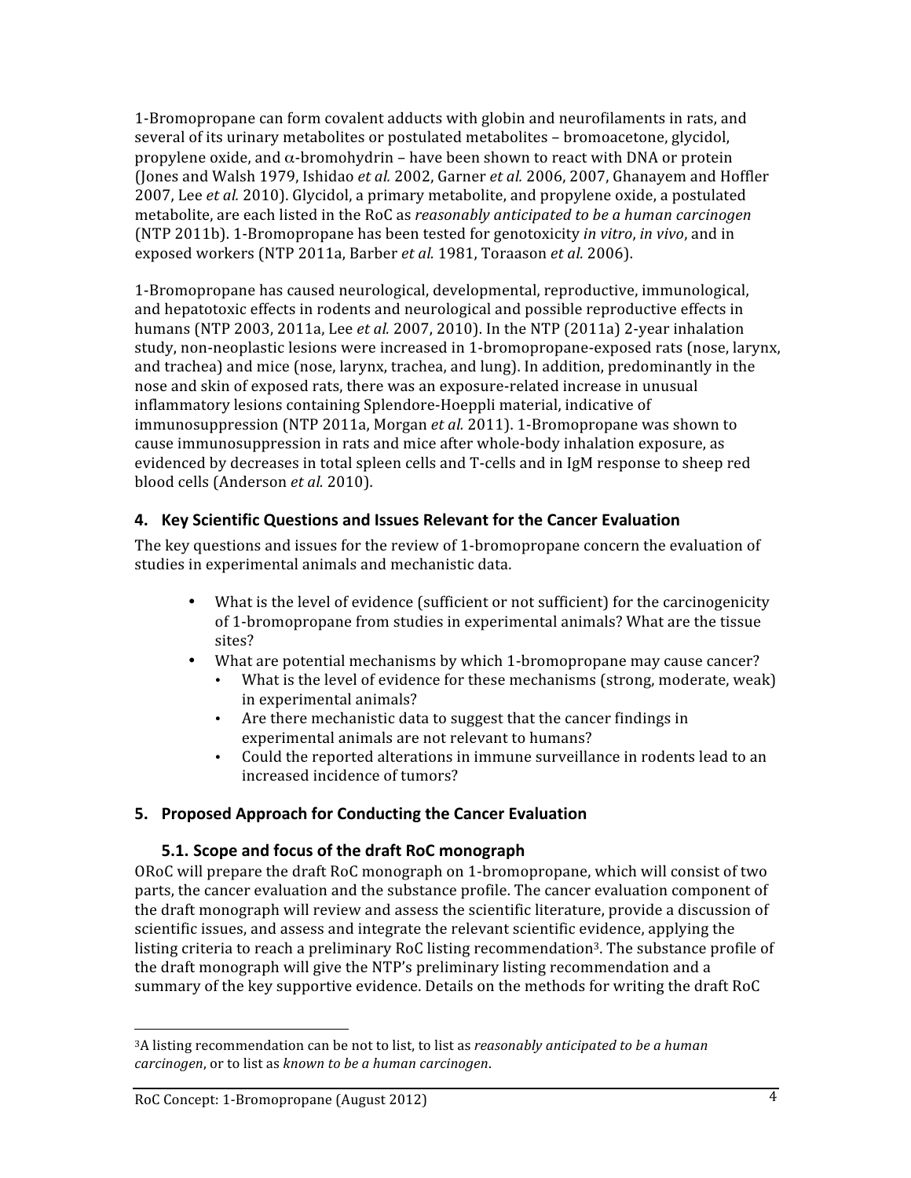1-Bromopropane can form covalent adducts with globin and neurofilaments in rats, and several of its urinary metabolites or postulated metabolites – bromoacetone, glycidol, propylene oxide, and $\alpha$-bromohydrin – have been shown to react with DNA or protein (Jones and Walsh 1979, Ishidao *et al.* 2002, Garner *et al.* 2006, 2007, Ghanayem and Hoffler 2007, Lee *et al.* 2010). Glycidol, a primary metabolite, and propylene oxide, a postulated metabolite, are each listed in the RoC as *reasonably anticipated to be a human carcinogen* (NTP 2011b). 1-Bromopropane has been tested for genotoxicity *in vitro*, *in vivo*, and in exposed workers (NTP 2011a, Barber *et al.* 1981, Toraason *et al.* 2006).

1-Bromopropane has caused neurological, developmental, reproductive, immunological, and hepatotoxic effects in rodents and neurological and possible reproductive effects in humans (NTP 2003, 2011a, Lee *et al.* 2007, 2010). In the NTP (2011a) 2-year inhalation study, non-neoplastic lesions were increased in 1-bromopropane-exposed rats (nose, larynx, and trachea) and mice (nose, larynx, trachea, and lung). In addition, predominantly in the nose and skin of exposed rats, there was an exposure-related increase in unusual inflammatory lesions containing Splendore-Hoeppli material, indicative of immunosuppression (NTP 2011a, Morgan *et al.* 2011). 1-Bromopropane was shown to cause immunosuppression in rats and mice after whole-body inhalation exposure, as evidenced by decreases in total spleen cells and T-cells and in IgM response to sheep red blood cells (Anderson *et al.* 2010).

## 4. Key Scientific Questions and Issues Relevant for the Cancer Evaluation

The key questions and issues for the review of 1-bromopropane concern the evaluation of studies in experimental animals and mechanistic data.

- What is the level of evidence (sufficient or not sufficient) for the carcinogenicity of 1-bromopropane from studies in experimental animals? What are the tissue sites?
- What are potential mechanisms by which 1-bromopropane may cause cancer?
  - What is the level of evidence for these mechanisms (strong, moderate, weak) in experimental animals?
  - Are there mechanistic data to suggest that the cancer findings in experimental animals are not relevant to humans?
  - Could the reported alterations in immune surveillance in rodents lead to an increased incidence of tumors?

## 5. Proposed Approach for Conducting the Cancer Evaluation

### 5.1. Scope and focus of the draft RoC monograph

ORoC will prepare the draft RoC monograph on 1-bromopropane, which will consist of two parts, the cancer evaluation and the substance profile. The cancer evaluation component of the draft monograph will review and assess the scientific literature, provide a discussion of scientific issues, and assess and integrate the relevant scientific evidence, applying the listing criteria to reach a preliminary RoC listing recommendation[3]. The substance profile of the draft monograph will give the NTP's preliminary listing recommendation and a summary of the key supportive evidence. Details on the methods for writing the draft RoC

[3] A listing recommendation can be not to list, to list as *reasonably anticipated to be a human carcinogen*, or to list as *known to be a human carcinogen*.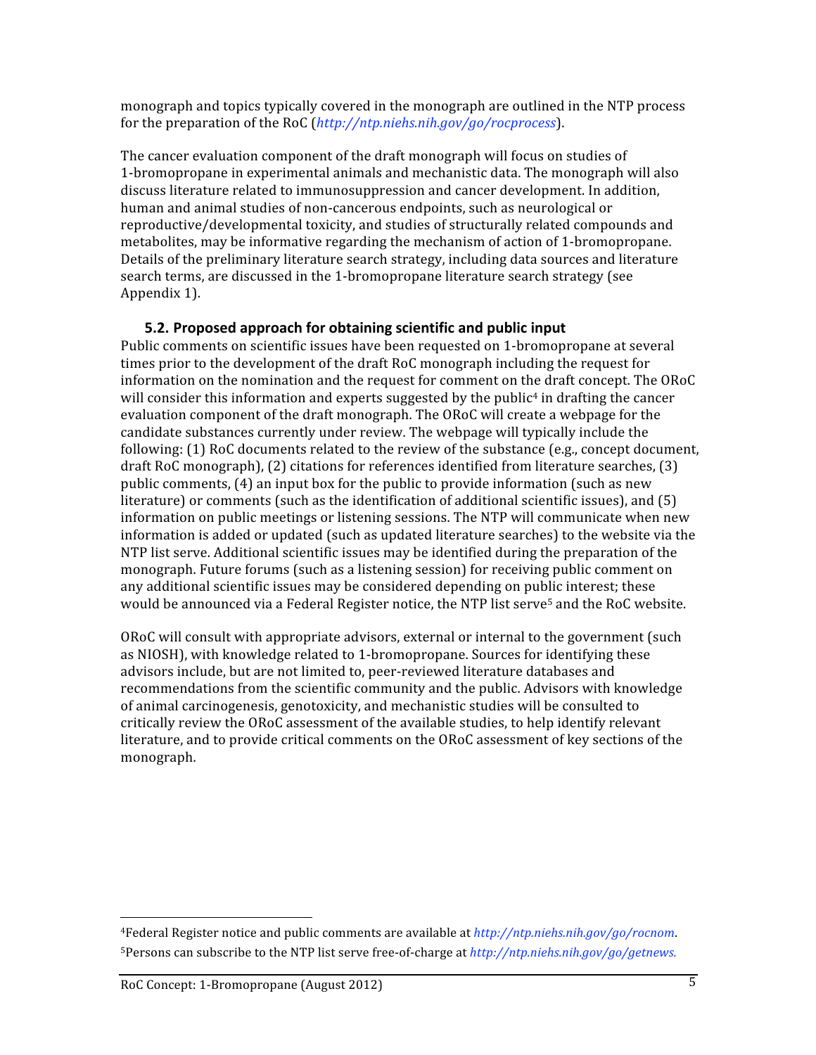monograph and topics typically covered in the monograph are outlined in the NTP process for the preparation of the RoC (*http://ntp.niehs.nih.gov/go/rocprocess*).

The cancer evaluation component of the draft monograph will focus on studies of 1-bromopropane in experimental animals and mechanistic data. The monograph will also discuss literature related to immunosuppression and cancer development. In addition, human and animal studies of non-cancerous endpoints, such as neurological or reproductive/developmental toxicity, and studies of structurally related compounds and metabolites, may be informative regarding the mechanism of action of 1-bromopropane. Details of the preliminary literature search strategy, including data sources and literature search terms, are discussed in the 1-bromopropane literature search strategy (see Appendix 1).

### 5.2. Proposed approach for obtaining scientific and public input

Public comments on scientific issues have been requested on 1-bromopropane at several times prior to the development of the draft RoC monograph including the request for information on the nomination and the request for comment on the draft concept. The ORoC will consider this information and experts suggested by the public[4] in drafting the cancer evaluation component of the draft monograph. The ORoC will create a webpage for the candidate substances currently under review. The webpage will typically include the following: (1) RoC documents related to the review of the substance (e.g., concept document, draft RoC monograph), (2) citations for references identified from literature searches, (3) public comments, (4) an input box for the public to provide information (such as new literature) or comments (such as the identification of additional scientific issues), and (5) information on public meetings or listening sessions. The NTP will communicate when new information is added or updated (such as updated literature searches) to the website via the NTP list serve. Additional scientific issues may be identified during the preparation of the monograph. Future forums (such as a listening session) for receiving public comment on any additional scientific issues may be considered depending on public interest; these would be announced via a Federal Register notice, the NTP list serve[5] and the RoC website.

ORoC will consult with appropriate advisors, external or internal to the government (such as NIOSH), with knowledge related to 1-bromopropane. Sources for identifying these advisors include, but are not limited to, peer-reviewed literature databases and recommendations from the scientific community and the public. Advisors with knowledge of animal carcinogenesis, genotoxicity, and mechanistic studies will be consulted to critically review the ORoC assessment of the available studies, to help identify relevant literature, and to provide critical comments on the ORoC assessment of key sections of the monograph.

---

[4]Federal Register notice and public comments are available at *http://ntp.niehs.nih.gov/go/rocnom*.

[5]Persons can subscribe to the NTP list serve free-of-charge at *http://ntp.niehs.nih.gov/go/getnews.*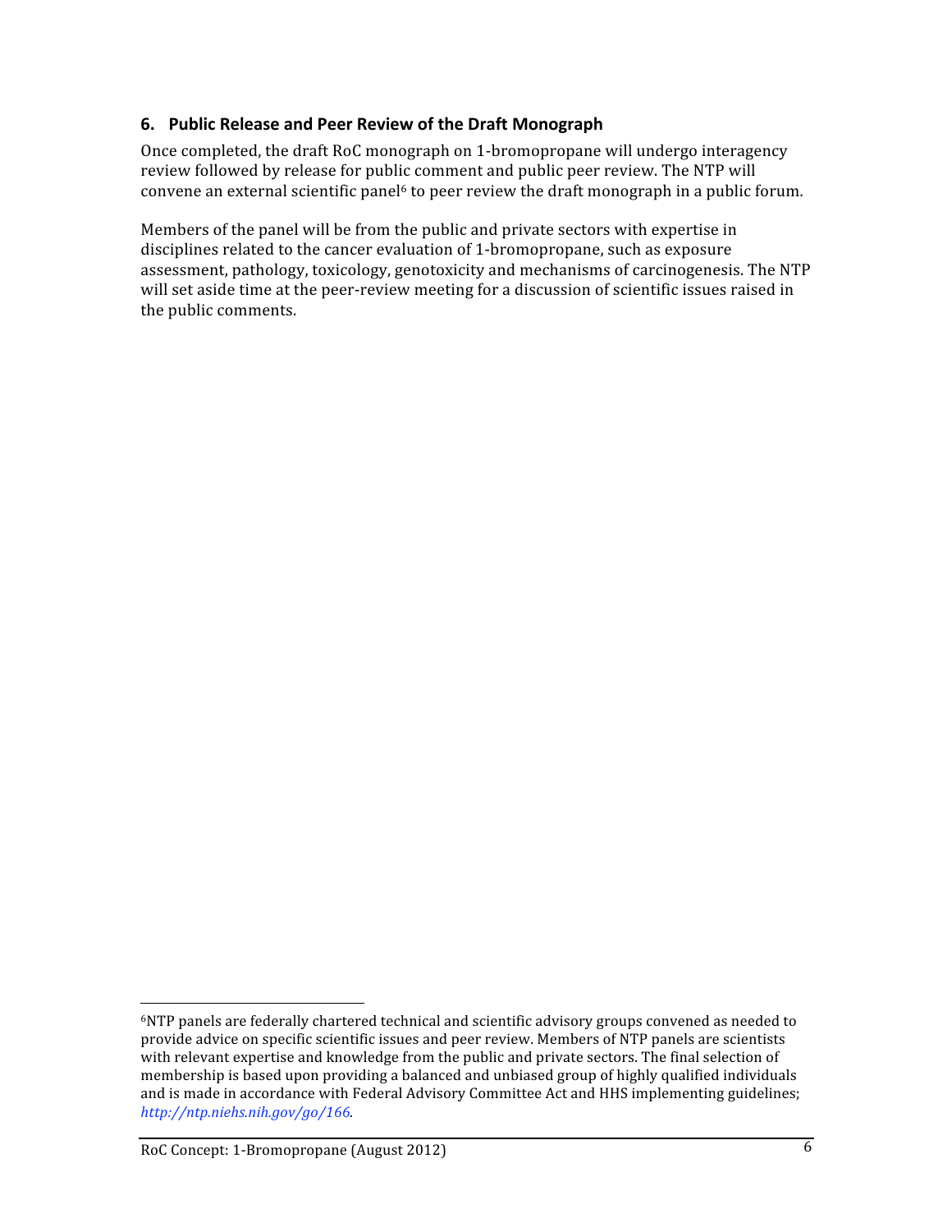## 6. Public Release and Peer Review of the Draft Monograph

Once completed, the draft RoC monograph on 1-bromopropane will undergo interagency review followed by release for public comment and public peer review. The NTP will convene an external scientific panel[6] to peer review the draft monograph in a public forum.

Members of the panel will be from the public and private sectors with expertise in disciplines related to the cancer evaluation of 1-bromopropane, such as exposure assessment, pathology, toxicology, genotoxicity and mechanisms of carcinogenesis. The NTP will set aside time at the peer-review meeting for a discussion of scientific issues raised in the public comments.

---

[6]NTP panels are federally chartered technical and scientific advisory groups convened as needed to provide advice on specific scientific issues and peer review. Members of NTP panels are scientists with relevant expertise and knowledge from the public and private sectors. The final selection of membership is based upon providing a balanced and unbiased group of highly qualified individuals and is made in accordance with Federal Advisory Committee Act and HHS implementing guidelines; *http://ntp.niehs.nih.gov/go/166.*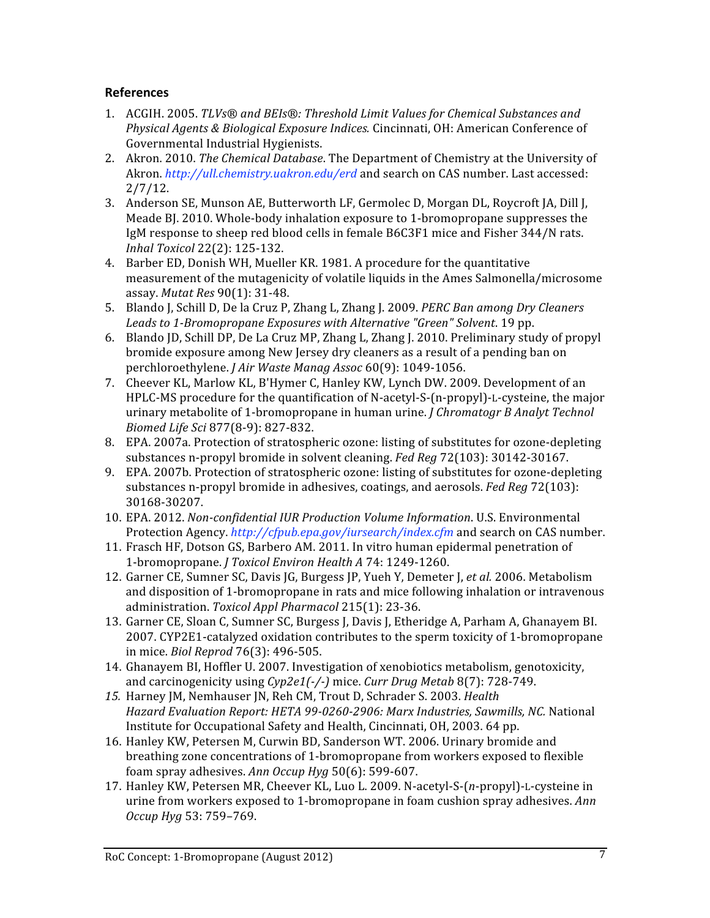## References

1. ACGIH. 2005. *TLVs® and BEIs®: Threshold Limit Values for Chemical Substances and Physical Agents & Biological Exposure Indices.* Cincinnati, OH: American Conference of Governmental Industrial Hygienists.
2. Akron. 2010. *The Chemical Database*. The Department of Chemistry at the University of Akron. *http://ull.chemistry.uakron.edu/erd* and search on CAS number. Last accessed: 2/7/12.
3. Anderson SE, Munson AE, Butterworth LF, Germolec D, Morgan DL, Roycroft JA, Dill J, Meade BJ. 2010. Whole-body inhalation exposure to 1-bromopropane suppresses the IgM response to sheep red blood cells in female B6C3F1 mice and Fisher 344/N rats. *Inhal Toxicol* 22(2): 125-132.
4. Barber ED, Donish WH, Mueller KR. 1981. A procedure for the quantitative measurement of the mutagenicity of volatile liquids in the Ames Salmonella/microsome assay. *Mutat Res* 90(1): 31-48.
5. Blando J, Schill D, De la Cruz P, Zhang L, Zhang J. 2009. *PERC Ban among Dry Cleaners Leads to 1-Bromopropane Exposures with Alternative "Green" Solvent*. 19 pp.
6. Blando JD, Schill DP, De La Cruz MP, Zhang L, Zhang J. 2010. Preliminary study of propyl bromide exposure among New Jersey dry cleaners as a result of a pending ban on perchloroethylene. *J Air Waste Manag Assoc* 60(9): 1049-1056.
7. Cheever KL, Marlow KL, B'Hymer C, Hanley KW, Lynch DW. 2009. Development of an HPLC-MS procedure for the quantification of N-acetyl-S-(n-propyl)-L-cysteine, the major urinary metabolite of 1-bromopropane in human urine. *J Chromatogr B Analyt Technol Biomed Life Sci* 877(8-9): 827-832.
8. EPA. 2007a. Protection of stratospheric ozone: listing of substitutes for ozone-depleting substances n-propyl bromide in solvent cleaning. *Fed Reg* 72(103): 30142-30167.
9. EPA. 2007b. Protection of stratospheric ozone: listing of substitutes for ozone-depleting substances n-propyl bromide in adhesives, coatings, and aerosols. *Fed Reg* 72(103): 30168-30207.
10. EPA. 2012. *Non-confidential IUR Production Volume Information*. U.S. Environmental Protection Agency. *http://cfpub.epa.gov/iursearch/index.cfm* and search on CAS number.
11. Frasch HF, Dotson GS, Barbero AM. 2011. In vitro human epidermal penetration of 1-bromopropane. *J Toxicol Environ Health A* 74: 1249-1260.
12. Garner CE, Sumner SC, Davis JG, Burgess JP, Yueh Y, Demeter J, *et al.* 2006. Metabolism and disposition of 1-bromopropane in rats and mice following inhalation or intravenous administration. *Toxicol Appl Pharmacol* 215(1): 23-36.
13. Garner CE, Sloan C, Sumner SC, Burgess J, Davis J, Etheridge A, Parham A, Ghanayem BI. 2007. CYP2E1-catalyzed oxidation contributes to the sperm toxicity of 1-bromopropane in mice. *Biol Reprod* 76(3): 496-505.
14. Ghanayem BI, Hoffler U. 2007. Investigation of xenobiotics metabolism, genotoxicity, and carcinogenicity using *Cyp2e1(-/-)* mice. *Curr Drug Metab* 8(7): 728-749.
15. Harney JM, Nemhauser JN, Reh CM, Trout D, Schrader S. 2003. *Health Hazard Evaluation Report: HETA 99-0260-2906: Marx Industries, Sawmills, NC.* National Institute for Occupational Safety and Health, Cincinnati, OH, 2003. 64 pp.
16. Hanley KW, Petersen M, Curwin BD, Sanderson WT. 2006. Urinary bromide and breathing zone concentrations of 1-bromopropane from workers exposed to flexible foam spray adhesives. *Ann Occup Hyg* 50(6): 599-607.
17. Hanley KW, Petersen MR, Cheever KL, Luo L. 2009. N-acetyl-S-(*n*-propyl)-L-cysteine in urine from workers exposed to 1-bromopropane in foam cushion spray adhesives. *Ann Occup Hyg* 53: 759–769.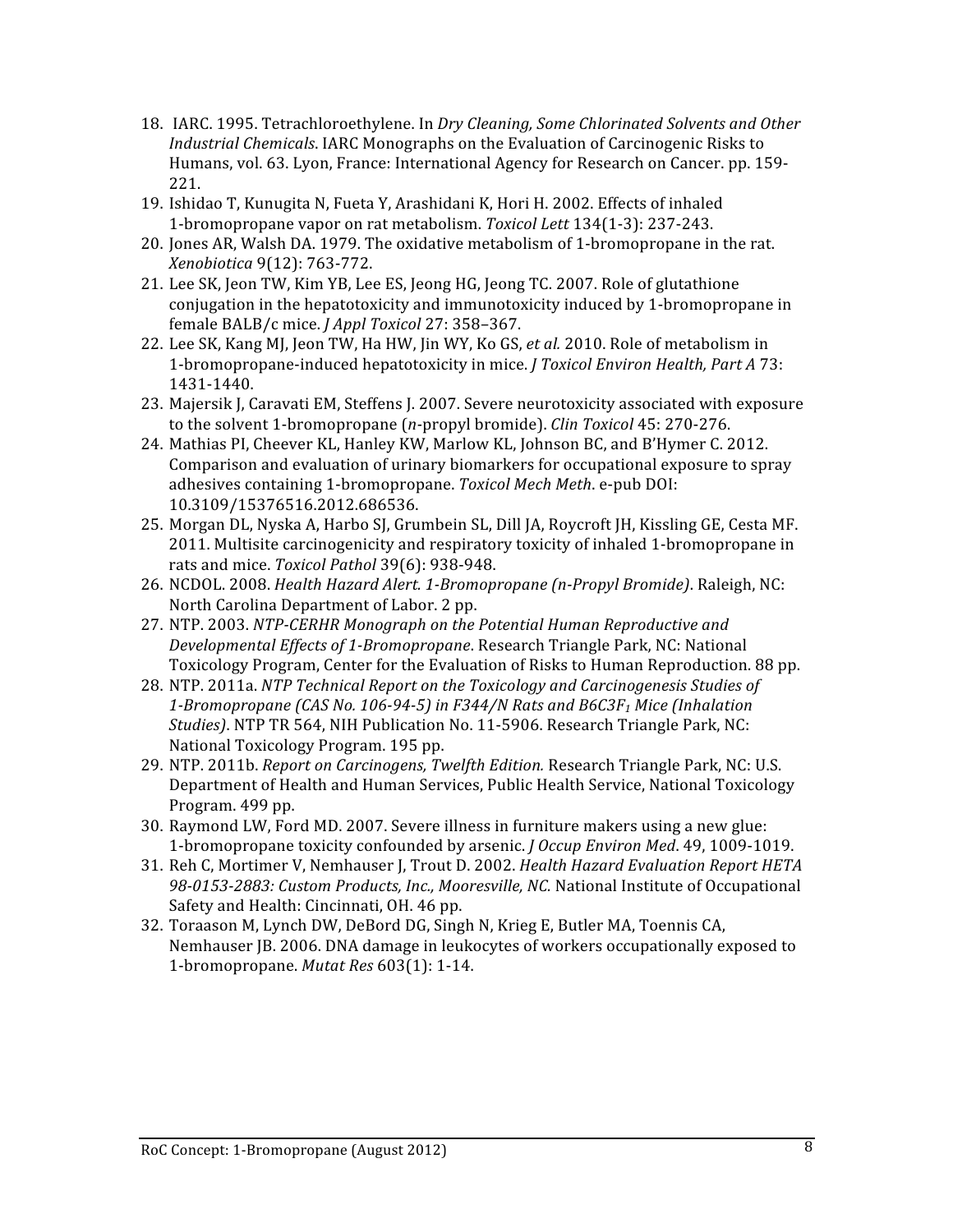18. IARC. 1995. Tetrachloroethylene. In *Dry Cleaning, Some Chlorinated Solvents and Other Industrial Chemicals*. IARC Monographs on the Evaluation of Carcinogenic Risks to Humans, vol. 63. Lyon, France: International Agency for Research on Cancer. pp. 159-221.
19. Ishidao T, Kunugita N, Fueta Y, Arashidani K, Hori H. 2002. Effects of inhaled 1-bromopropane vapor on rat metabolism. *Toxicol Lett* 134(1-3): 237-243.
20. Jones AR, Walsh DA. 1979. The oxidative metabolism of 1-bromopropane in the rat. *Xenobiotica* 9(12): 763-772.
21. Lee SK, Jeon TW, Kim YB, Lee ES, Jeong HG, Jeong TC. 2007. Role of glutathione conjugation in the hepatotoxicity and immunotoxicity induced by 1-bromopropane in female BALB/c mice. *J Appl Toxicol* 27: 358–367.
22. Lee SK, Kang MJ, Jeon TW, Ha HW, Jin WY, Ko GS, *et al.* 2010. Role of metabolism in 1-bromopropane-induced hepatotoxicity in mice. *J Toxicol Environ Health, Part A* 73: 1431-1440.
23. Majersik J, Caravati EM, Steffens J. 2007. Severe neurotoxicity associated with exposure to the solvent 1-bromopropane (*n*-propyl bromide). *Clin Toxicol* 45: 270-276.
24. Mathias PI, Cheever KL, Hanley KW, Marlow KL, Johnson BC, and B'Hymer C. 2012. Comparison and evaluation of urinary biomarkers for occupational exposure to spray adhesives containing 1-bromopropane. *Toxicol Mech Meth*. e-pub DOI: 10.3109/15376516.2012.686536.
25. Morgan DL, Nyska A, Harbo SJ, Grumbein SL, Dill JA, Roycroft JH, Kissling GE, Cesta MF. 2011. Multisite carcinogenicity and respiratory toxicity of inhaled 1-bromopropane in rats and mice. *Toxicol Pathol* 39(6): 938-948.
26. NCDOL. 2008. *Health Hazard Alert. 1-Bromopropane (n-Propyl Bromide)*. Raleigh, NC: North Carolina Department of Labor. 2 pp.
27. NTP. 2003. *NTP-CERHR Monograph on the Potential Human Reproductive and Developmental Effects of 1-Bromopropane*. Research Triangle Park, NC: National Toxicology Program, Center for the Evaluation of Risks to Human Reproduction. 88 pp.
28. NTP. 2011a. *NTP Technical Report on the Toxicology and Carcinogenesis Studies of 1-Bromopropane (CAS No. 106-94-5) in F344/N Rats and B6C3F$_1$ Mice (Inhalation Studies)*. NTP TR 564, NIH Publication No. 11-5906. Research Triangle Park, NC: National Toxicology Program. 195 pp.
29. NTP. 2011b. *Report on Carcinogens, Twelfth Edition.* Research Triangle Park, NC: U.S. Department of Health and Human Services, Public Health Service, National Toxicology Program. 499 pp.
30. Raymond LW, Ford MD. 2007. Severe illness in furniture makers using a new glue: 1-bromopropane toxicity confounded by arsenic. *J Occup Environ Med*. 49, 1009-1019.
31. Reh C, Mortimer V, Nemhauser J, Trout D. 2002. *Health Hazard Evaluation Report HETA 98-0153-2883: Custom Products, Inc., Mooresville, NC.* National Institute of Occupational Safety and Health: Cincinnati, OH. 46 pp.
32. Toraason M, Lynch DW, DeBord DG, Singh N, Krieg E, Butler MA, Toennis CA, Nemhauser JB. 2006. DNA damage in leukocytes of workers occupationally exposed to 1-bromopropane. *Mutat Res* 603(1): 1-14.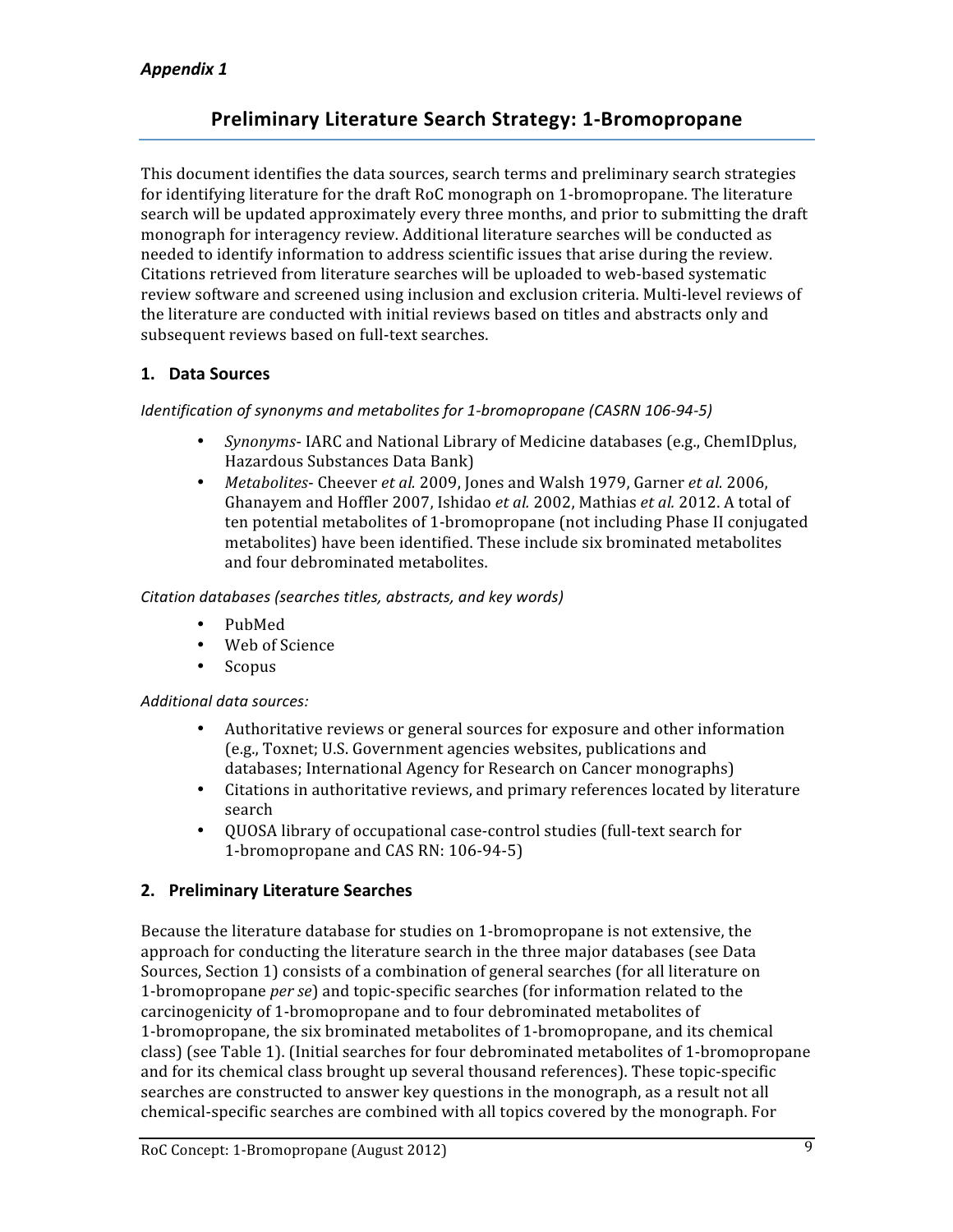*Appendix 1*

## Preliminary Literature Search Strategy: 1-Bromopropane

This document identifies the data sources, search terms and preliminary search strategies for identifying literature for the draft RoC monograph on 1-bromopropane. The literature search will be updated approximately every three months, and prior to submitting the draft monograph for interagency review. Additional literature searches will be conducted as needed to identify information to address scientific issues that arise during the review. Citations retrieved from literature searches will be uploaded to web-based systematic review software and screened using inclusion and exclusion criteria. Multi-level reviews of the literature are conducted with initial reviews based on titles and abstracts only and subsequent reviews based on full-text searches.

### 1. Data Sources

*Identification of synonyms and metabolites for 1-bromopropane (CASRN 106-94-5)*

- *Synonyms*- IARC and National Library of Medicine databases (e.g., ChemIDplus, Hazardous Substances Data Bank)
- *Metabolites*- Cheever *et al.* 2009, Jones and Walsh 1979, Garner *et al.* 2006, Ghanayem and Hoffler 2007, Ishidao *et al.* 2002, Mathias *et al.* 2012. A total of ten potential metabolites of 1-bromopropane (not including Phase II conjugated metabolites) have been identified. These include six brominated metabolites and four debrominated metabolites.

*Citation databases (searches titles, abstracts, and key words)*

- PubMed
- Web of Science
- Scopus

*Additional data sources:*

- Authoritative reviews or general sources for exposure and other information (e.g., Toxnet; U.S. Government agencies websites, publications and databases; International Agency for Research on Cancer monographs)
- Citations in authoritative reviews, and primary references located by literature search
- QUOSA library of occupational case-control studies (full-text search for 1-bromopropane and CAS RN: 106-94-5)

### 2. Preliminary Literature Searches

Because the literature database for studies on 1-bromopropane is not extensive, the approach for conducting the literature search in the three major databases (see Data Sources, Section 1) consists of a combination of general searches (for all literature on 1-bromopropane *per se*) and topic-specific searches (for information related to the carcinogenicity of 1-bromopropane and to four debrominated metabolites of 1-bromopropane, the six brominated metabolites of 1-bromopropane, and its chemical class) (see Table 1). (Initial searches for four debrominated metabolites of 1-bromopropane and for its chemical class brought up several thousand references). These topic-specific searches are constructed to answer key questions in the monograph, as a result not all chemical-specific searches are combined with all topics covered by the monograph. For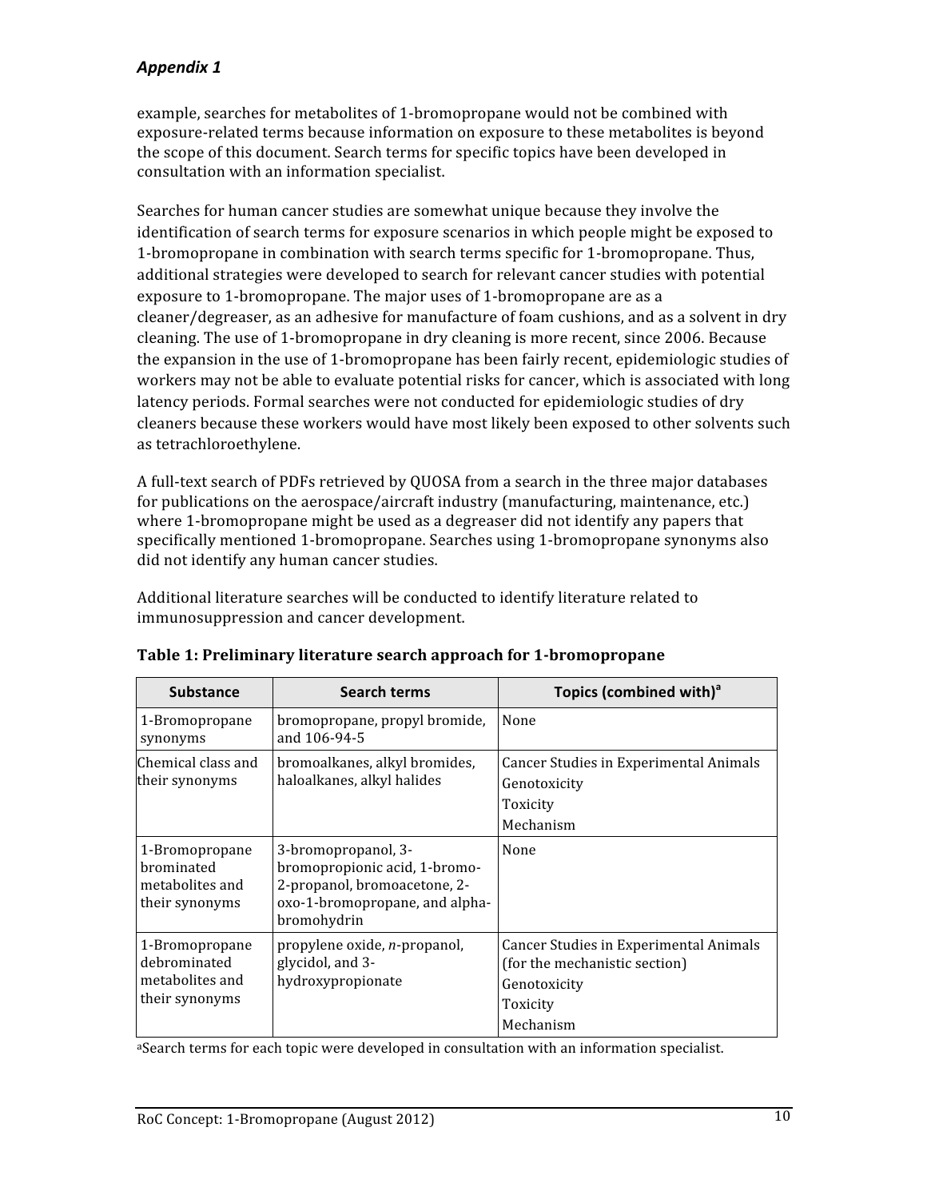## *Appendix 1*

example, searches for metabolites of 1-bromopropane would not be combined with exposure-related terms because information on exposure to these metabolites is beyond the scope of this document. Search terms for specific topics have been developed in consultation with an information specialist.

Searches for human cancer studies are somewhat unique because they involve the identification of search terms for exposure scenarios in which people might be exposed to 1-bromopropane in combination with search terms specific for 1-bromopropane. Thus, additional strategies were developed to search for relevant cancer studies with potential exposure to 1-bromopropane. The major uses of 1-bromopropane are as a cleaner/degreaser, as an adhesive for manufacture of foam cushions, and as a solvent in dry cleaning. The use of 1-bromopropane in dry cleaning is more recent, since 2006. Because the expansion in the use of 1-bromopropane has been fairly recent, epidemiologic studies of workers may not be able to evaluate potential risks for cancer, which is associated with long latency periods. Formal searches were not conducted for epidemiologic studies of dry cleaners because these workers would have most likely been exposed to other solvents such as tetrachloroethylene.

A full-text search of PDFs retrieved by QUOSA from a search in the three major databases for publications on the aerospace/aircraft industry (manufacturing, maintenance, etc.) where 1-bromopropane might be used as a degreaser did not identify any papers that specifically mentioned 1-bromopropane. Searches using 1-bromopropane synonyms also did not identify any human cancer studies.

Additional literature searches will be conducted to identify literature related to immunosuppression and cancer development.

**Table 1: Preliminary literature search approach for 1-bromopropane**

| Substance | Search terms | Topics (combined with)[a] |
|---|---|---|
| 1-Bromopropane synonyms | bromopropane, propyl bromide, and 106-94-5 | None |
| Chemical class and their synonyms | bromoalkanes, alkyl bromides, haloalkanes, alkyl halides | Cancer Studies in Experimental Animals<br>Genotoxicity<br>Toxicity<br>Mechanism |
| 1-Bromopropane brominated metabolites and their synonyms | 3-bromopropanol, 3-bromopropionic acid, 1-bromo-2-propanol, bromoacetone, 2-oxo-1-bromopropane, and alpha-bromohydrin | None |
| 1-Bromopropane debrominated metabolites and their synonyms | propylene oxide, *n*-propanol, glycidol, and 3-hydroxypropionate | Cancer Studies in Experimental Animals (for the mechanistic section)<br>Genotoxicity<br>Toxicity<br>Mechanism |

[a]Search terms for each topic were developed in consultation with an information specialist.